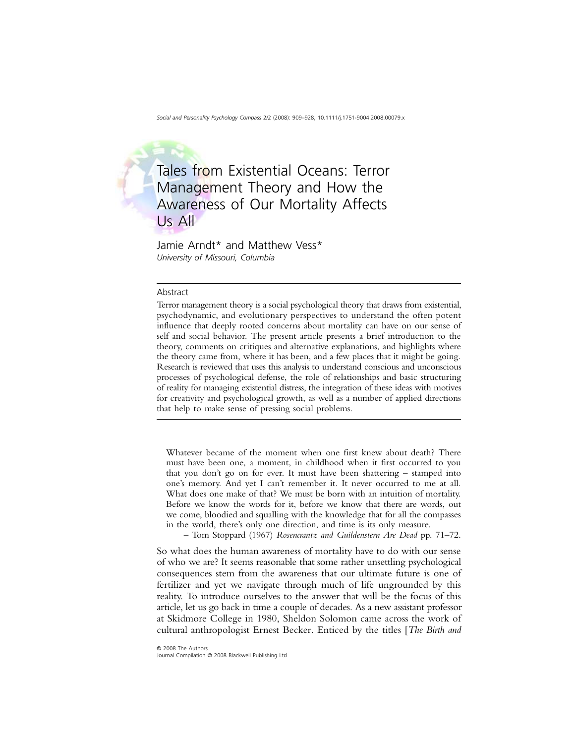# Tales from Existential Oceans: Terror Management Theory and How the Awareness of Our Mortality Affects Us All

Jamie Arndt* and Matthew Vess*

*University of Missouri, Columbia*

## Abstract

Terror management theory is a social psychological theory that draws from existential, psychodynamic, and evolutionary perspectives to understand the often potent influence that deeply rooted concerns about mortality can have on our sense of self and social behavior. The present article presents a brief introduction to the theory, comments on critiques and alternative explanations, and highlights where the theory came from, where it has been, and a few places that it might be going. Research is reviewed that uses this analysis to understand conscious and unconscious processes of psychological defense, the role of relationships and basic structuring of reality for managing existential distress, the integration of these ideas with motives for creativity and psychological growth, as well as a number of applied directions that help to make sense of pressing social problems.

> Whatever became of the moment when one first knew about death? There must have been one, a moment, in childhood when it first occurred to you that you don't go on for ever. It must have been shattering – stamped into one's memory. And yet I can't remember it. It never occurred to me at all. What does one make of that? We must be born with an intuition of mortality. Before we know the words for it, before we know that there are words, out we come, bloodied and squalling with the knowledge that for all the compasses in the world, there's only one direction, and time is its only measure.
>
> – Tom Stoppard (1967) *Rosencrantz and Guildenstern Are Dead* pp. 71–72.

So what does the human awareness of mortality have to do with our sense of who we are? It seems reasonable that some rather unsettling psychological consequences stem from the awareness that our ultimate future is one of fertilizer and yet we navigate through much of life ungrounded by this reality. To introduce ourselves to the answer that will be the focus of this article, let us go back in time a couple of decades. As a new assistant professor at Skidmore College in 1980, Sheldon Solomon came across the work of cultural anthropologist Ernest Becker. Enticed by the titles [*The Birth and*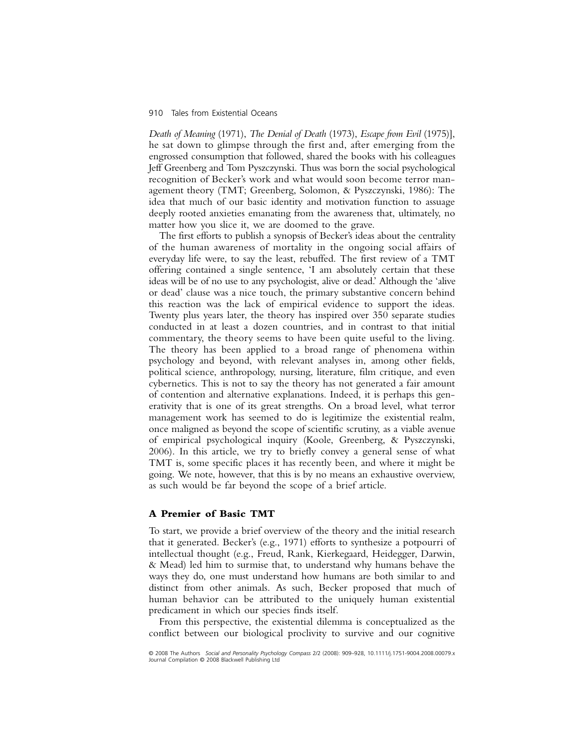*Death of Meaning* (1971), *The Denial of Death* (1973), *Escape from Evil* (1975)], he sat down to glimpse through the first and, after emerging from the engrossed consumption that followed, shared the books with his colleagues Jeff Greenberg and Tom Pyszczynski. Thus was born the social psychological recognition of Becker's work and what would soon become terror management theory (TMT; Greenberg, Solomon, & Pyszczynski, 1986): The idea that much of our basic identity and motivation function to assuage deeply rooted anxieties emanating from the awareness that, ultimately, no matter how you slice it, we are doomed to the grave.

The first efforts to publish a synopsis of Becker's ideas about the centrality of the human awareness of mortality in the ongoing social affairs of everyday life were, to say the least, rebuffed. The first review of a TMT offering contained a single sentence, 'I am absolutely certain that these ideas will be of no use to any psychologist, alive or dead.' Although the 'alive or dead' clause was a nice touch, the primary substantive concern behind this reaction was the lack of empirical evidence to support the ideas. Twenty plus years later, the theory has inspired over 350 separate studies conducted in at least a dozen countries, and in contrast to that initial commentary, the theory seems to have been quite useful to the living. The theory has been applied to a broad range of phenomena within psychology and beyond, with relevant analyses in, among other fields, political science, anthropology, nursing, literature, film critique, and even cybernetics. This is not to say the theory has not generated a fair amount of contention and alternative explanations. Indeed, it is perhaps this generativity that is one of its great strengths. On a broad level, what terror management work has seemed to do is legitimize the existential realm, once maligned as beyond the scope of scientific scrutiny, as a viable avenue of empirical psychological inquiry (Koole, Greenberg, & Pyszczynski, 2006). In this article, we try to briefly convey a general sense of what TMT is, some specific places it has recently been, and where it might be going. We note, however, that this is by no means an exhaustive overview, as such would be far beyond the scope of a brief article.

## A Premier of Basic TMT

To start, we provide a brief overview of the theory and the initial research that it generated. Becker's (e.g., 1971) efforts to synthesize a potpourri of intellectual thought (e.g., Freud, Rank, Kierkegaard, Heidegger, Darwin, & Mead) led him to surmise that, to understand why humans behave the ways they do, one must understand how humans are both similar to and distinct from other animals. As such, Becker proposed that much of human behavior can be attributed to the uniquely human existential predicament in which our species finds itself.

From this perspective, the existential dilemma is conceptualized as the conflict between our biological proclivity to survive and our cognitive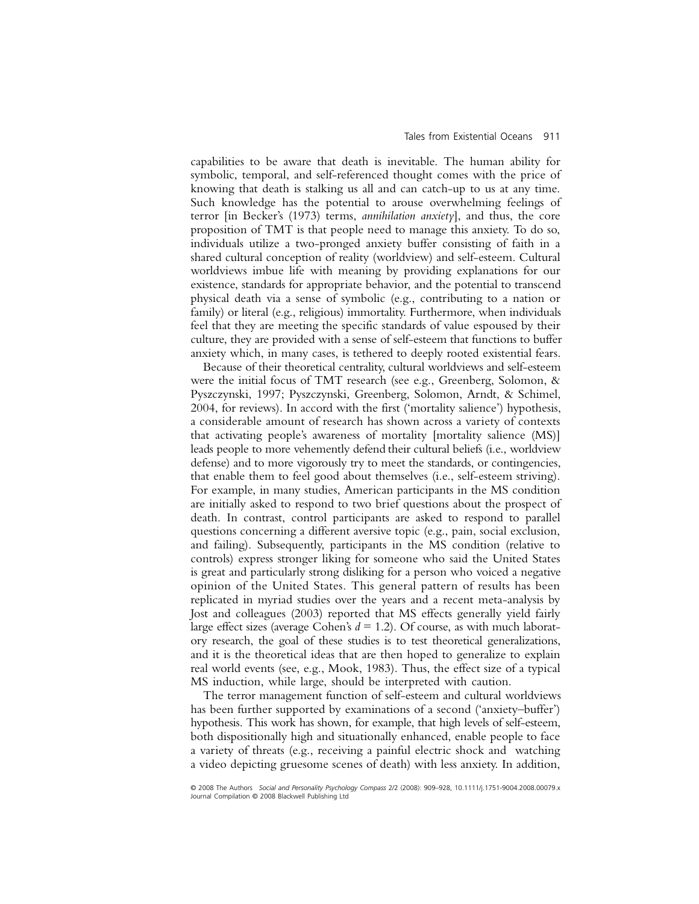capabilities to be aware that death is inevitable. The human ability for symbolic, temporal, and self-referenced thought comes with the price of knowing that death is stalking us all and can catch-up to us at any time. Such knowledge has the potential to arouse overwhelming feelings of terror [in Becker's (1973) terms, *annihilation anxiety*], and thus, the core proposition of TMT is that people need to manage this anxiety. To do so, individuals utilize a two-pronged anxiety buffer consisting of faith in a shared cultural conception of reality (worldview) and self-esteem. Cultural worldviews imbue life with meaning by providing explanations for our existence, standards for appropriate behavior, and the potential to transcend physical death via a sense of symbolic (e.g., contributing to a nation or family) or literal (e.g., religious) immortality. Furthermore, when individuals feel that they are meeting the specific standards of value espoused by their culture, they are provided with a sense of self-esteem that functions to buffer anxiety which, in many cases, is tethered to deeply rooted existential fears.

Because of their theoretical centrality, cultural worldviews and self-esteem were the initial focus of TMT research (see e.g., Greenberg, Solomon, & Pyszczynski, 1997; Pyszczynski, Greenberg, Solomon, Arndt, & Schimel, 2004, for reviews). In accord with the first ('mortality salience') hypothesis, a considerable amount of research has shown across a variety of contexts that activating people's awareness of mortality [mortality salience (MS)] leads people to more vehemently defend their cultural beliefs (i.e., worldview defense) and to more vigorously try to meet the standards, or contingencies, that enable them to feel good about themselves (i.e., self-esteem striving). For example, in many studies, American participants in the MS condition are initially asked to respond to two brief questions about the prospect of death. In contrast, control participants are asked to respond to parallel questions concerning a different aversive topic (e.g., pain, social exclusion, and failing). Subsequently, participants in the MS condition (relative to controls) express stronger liking for someone who said the United States is great and particularly strong disliking for a person who voiced a negative opinion of the United States. This general pattern of results has been replicated in myriad studies over the years and a recent meta-analysis by Jost and colleagues (2003) reported that MS effects generally yield fairly large effect sizes (average Cohen's $d = 1.2$). Of course, as with much laboratory research, the goal of these studies is to test theoretical generalizations, and it is the theoretical ideas that are then hoped to generalize to explain real world events (see, e.g., Mook, 1983). Thus, the effect size of a typical MS induction, while large, should be interpreted with caution.

The terror management function of self-esteem and cultural worldviews has been further supported by examinations of a second ('anxiety–buffer') hypothesis. This work has shown, for example, that high levels of self-esteem, both dispositionally high and situationally enhanced, enable people to face a variety of threats (e.g., receiving a painful electric shock and watching a video depicting gruesome scenes of death) with less anxiety. In addition,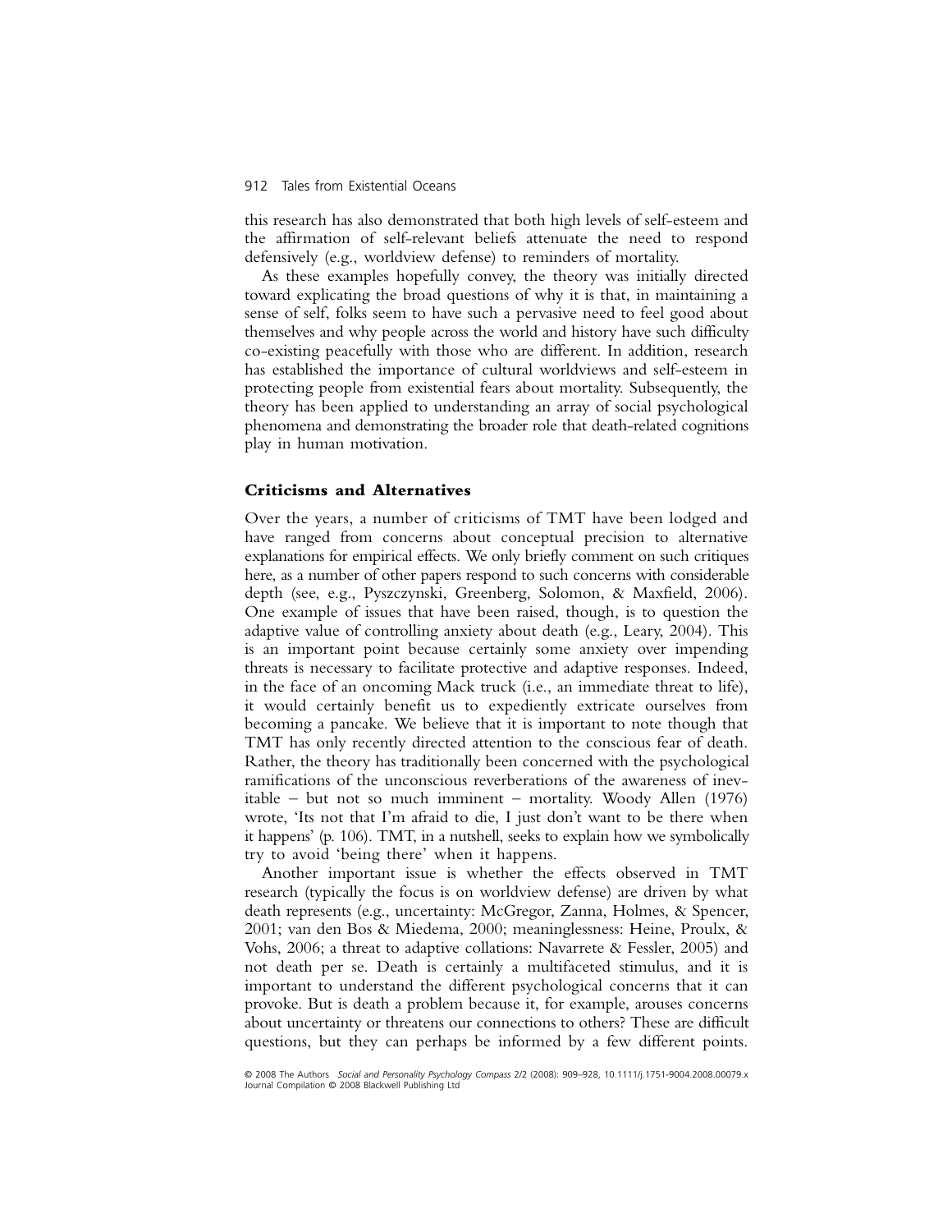this research has also demonstrated that both high levels of self-esteem and the affirmation of self-relevant beliefs attenuate the need to respond defensively (e.g., worldview defense) to reminders of mortality.

As these examples hopefully convey, the theory was initially directed toward explicating the broad questions of why it is that, in maintaining a sense of self, folks seem to have such a pervasive need to feel good about themselves and why people across the world and history have such difficulty co-existing peacefully with those who are different. In addition, research has established the importance of cultural worldviews and self-esteem in protecting people from existential fears about mortality. Subsequently, the theory has been applied to understanding an array of social psychological phenomena and demonstrating the broader role that death-related cognitions play in human motivation.

## Criticisms and Alternatives

Over the years, a number of criticisms of TMT have been lodged and have ranged from concerns about conceptual precision to alternative explanations for empirical effects. We only briefly comment on such critiques here, as a number of other papers respond to such concerns with considerable depth (see, e.g., Pyszczynski, Greenberg, Solomon, & Maxfield, 2006). One example of issues that have been raised, though, is to question the adaptive value of controlling anxiety about death (e.g., Leary, 2004). This is an important point because certainly some anxiety over impending threats is necessary to facilitate protective and adaptive responses. Indeed, in the face of an oncoming Mack truck (i.e., an immediate threat to life), it would certainly benefit us to expediently extricate ourselves from becoming a pancake. We believe that it is important to note though that TMT has only recently directed attention to the conscious fear of death. Rather, the theory has traditionally been concerned with the psychological ramifications of the unconscious reverberations of the awareness of inevitable – but not so much imminent – mortality. Woody Allen (1976) wrote, 'Its not that I'm afraid to die, I just don't want to be there when it happens' (p. 106). TMT, in a nutshell, seeks to explain how we symbolically try to avoid 'being there' when it happens.

Another important issue is whether the effects observed in TMT research (typically the focus is on worldview defense) are driven by what death represents (e.g., uncertainty: McGregor, Zanna, Holmes, & Spencer, 2001; van den Bos & Miedema, 2000; meaninglessness: Heine, Proulx, & Vohs, 2006; a threat to adaptive collations: Navarrete & Fessler, 2005) and not death per se. Death is certainly a multifaceted stimulus, and it is important to understand the different psychological concerns that it can provoke. But is death a problem because it, for example, arouses concerns about uncertainty or threatens our connections to others? These are difficult questions, but they can perhaps be informed by a few different points.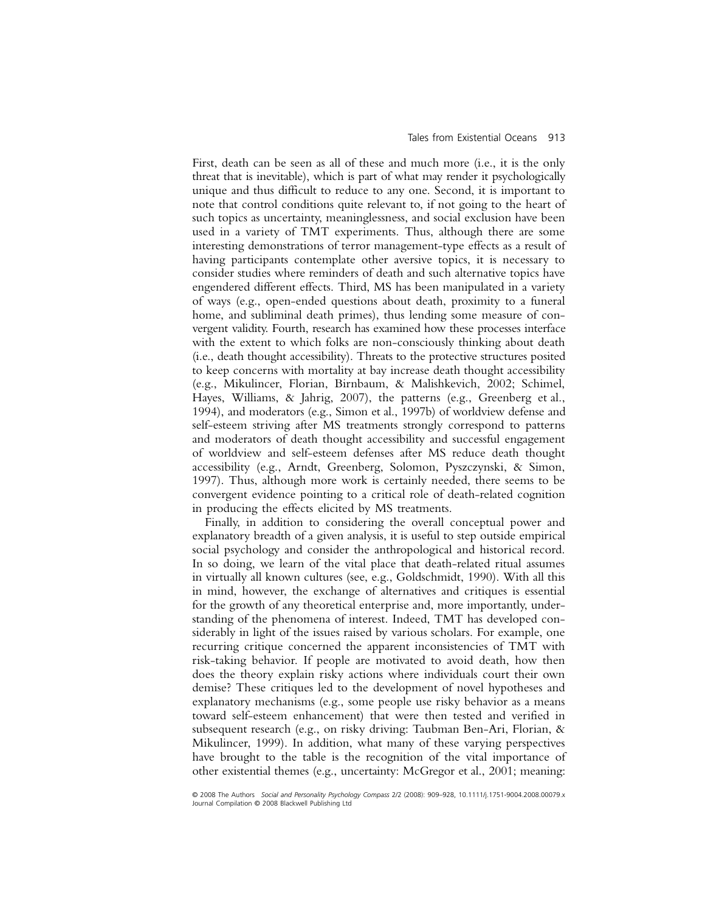First, death can be seen as all of these and much more (i.e., it is the only threat that is inevitable), which is part of what may render it psychologically unique and thus difficult to reduce to any one. Second, it is important to note that control conditions quite relevant to, if not going to the heart of such topics as uncertainty, meaninglessness, and social exclusion have been used in a variety of TMT experiments. Thus, although there are some interesting demonstrations of terror management-type effects as a result of having participants contemplate other aversive topics, it is necessary to consider studies where reminders of death and such alternative topics have engendered different effects. Third, MS has been manipulated in a variety of ways (e.g., open-ended questions about death, proximity to a funeral home, and subliminal death primes), thus lending some measure of convergent validity. Fourth, research has examined how these processes interface with the extent to which folks are non-consciously thinking about death (i.e., death thought accessibility). Threats to the protective structures posited to keep concerns with mortality at bay increase death thought accessibility (e.g., Mikulincer, Florian, Birnbaum, & Malishkevich, 2002; Schimel, Hayes, Williams, & Jahrig, 2007), the patterns (e.g., Greenberg et al., 1994), and moderators (e.g., Simon et al., 1997b) of worldview defense and self-esteem striving after MS treatments strongly correspond to patterns and moderators of death thought accessibility and successful engagement of worldview and self-esteem defenses after MS reduce death thought accessibility (e.g., Arndt, Greenberg, Solomon, Pyszczynski, & Simon, 1997). Thus, although more work is certainly needed, there seems to be convergent evidence pointing to a critical role of death-related cognition in producing the effects elicited by MS treatments.

Finally, in addition to considering the overall conceptual power and explanatory breadth of a given analysis, it is useful to step outside empirical social psychology and consider the anthropological and historical record. In so doing, we learn of the vital place that death-related ritual assumes in virtually all known cultures (see, e.g., Goldschmidt, 1990). With all this in mind, however, the exchange of alternatives and critiques is essential for the growth of any theoretical enterprise and, more importantly, understanding of the phenomena of interest. Indeed, TMT has developed considerably in light of the issues raised by various scholars. For example, one recurring critique concerned the apparent inconsistencies of TMT with risk-taking behavior. If people are motivated to avoid death, how then does the theory explain risky actions where individuals court their own demise? These critiques led to the development of novel hypotheses and explanatory mechanisms (e.g., some people use risky behavior as a means toward self-esteem enhancement) that were then tested and verified in subsequent research (e.g., on risky driving: Taubman Ben-Ari, Florian, & Mikulincer, 1999). In addition, what many of these varying perspectives have brought to the table is the recognition of the vital importance of other existential themes (e.g., uncertainty: McGregor et al., 2001; meaning: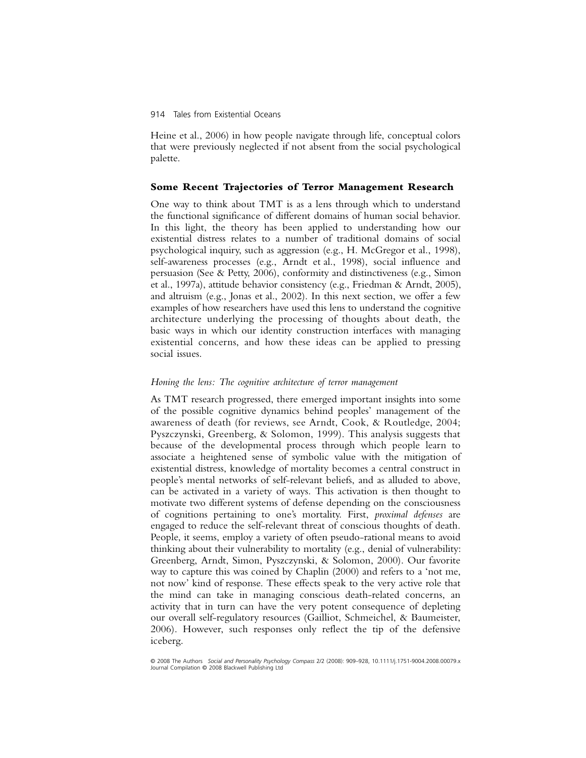Heine et al., 2006) in how people navigate through life, conceptual colors that were previously neglected if not absent from the social psychological palette.

## Some Recent Trajectories of Terror Management Research

One way to think about TMT is as a lens through which to understand the functional significance of different domains of human social behavior. In this light, the theory has been applied to understanding how our existential distress relates to a number of traditional domains of social psychological inquiry, such as aggression (e.g., H. McGregor et al., 1998), self-awareness processes (e.g., Arndt et al., 1998), social influence and persuasion (See & Petty, 2006), conformity and distinctiveness (e.g., Simon et al., 1997a), attitude behavior consistency (e.g., Friedman & Arndt, 2005), and altruism (e.g., Jonas et al., 2002). In this next section, we offer a few examples of how researchers have used this lens to understand the cognitive architecture underlying the processing of thoughts about death, the basic ways in which our identity construction interfaces with managing existential concerns, and how these ideas can be applied to pressing social issues.

### *Honing the lens: The cognitive architecture of terror management*

As TMT research progressed, there emerged important insights into some of the possible cognitive dynamics behind peoples' management of the awareness of death (for reviews, see Arndt, Cook, & Routledge, 2004; Pyszczynski, Greenberg, & Solomon, 1999). This analysis suggests that because of the developmental process through which people learn to associate a heightened sense of symbolic value with the mitigation of existential distress, knowledge of mortality becomes a central construct in people's mental networks of self-relevant beliefs, and as alluded to above, can be activated in a variety of ways. This activation is then thought to motivate two different systems of defense depending on the consciousness of cognitions pertaining to one's mortality. First, *proximal defenses* are engaged to reduce the self-relevant threat of conscious thoughts of death. People, it seems, employ a variety of often pseudo-rational means to avoid thinking about their vulnerability to mortality (e.g., denial of vulnerability: Greenberg, Arndt, Simon, Pyszczynski, & Solomon, 2000). Our favorite way to capture this was coined by Chaplin (2000) and refers to a 'not me, not now' kind of response. These effects speak to the very active role that the mind can take in managing conscious death-related concerns, an activity that in turn can have the very potent consequence of depleting our overall self-regulatory resources (Gailliot, Schmeichel, & Baumeister, 2006). However, such responses only reflect the tip of the defensive iceberg.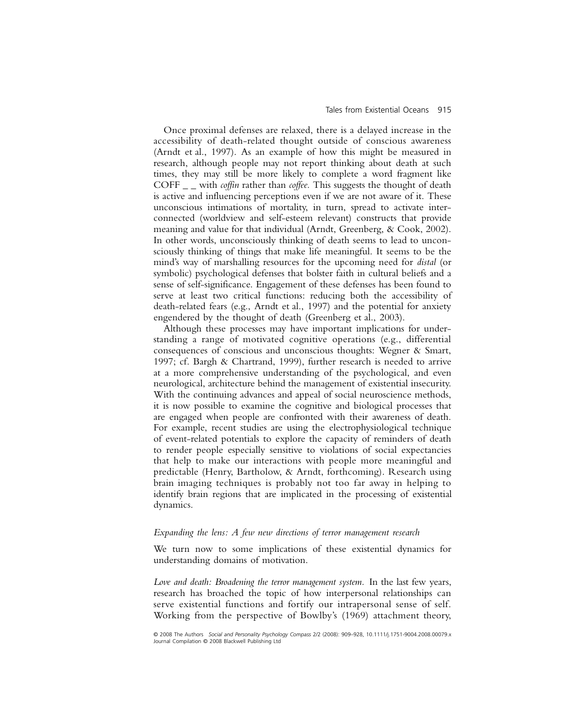Once proximal defenses are relaxed, there is a delayed increase in the accessibility of death-related thought outside of conscious awareness (Arndt et al., 1997). As an example of how this might be measured in research, although people may not report thinking about death at such times, they may still be more likely to complete a word fragment like COFF _ _ with *coffin* rather than *coffee*. This suggests the thought of death is active and influencing perceptions even if we are not aware of it. These unconscious intimations of mortality, in turn, spread to activate interconnected (worldview and self-esteem relevant) constructs that provide meaning and value for that individual (Arndt, Greenberg, & Cook, 2002). In other words, unconsciously thinking of death seems to lead to unconsciously thinking of things that make life meaningful. It seems to be the mind's way of marshalling resources for the upcoming need for *distal* (or symbolic) psychological defenses that bolster faith in cultural beliefs and a sense of self-significance. Engagement of these defenses has been found to serve at least two critical functions: reducing both the accessibility of death-related fears (e.g., Arndt et al., 1997) and the potential for anxiety engendered by the thought of death (Greenberg et al., 2003).

Although these processes may have important implications for understanding a range of motivated cognitive operations (e.g., differential consequences of conscious and unconscious thoughts: Wegner & Smart, 1997; cf. Bargh & Chartrand, 1999), further research is needed to arrive at a more comprehensive understanding of the psychological, and even neurological, architecture behind the management of existential insecurity. With the continuing advances and appeal of social neuroscience methods, it is now possible to examine the cognitive and biological processes that are engaged when people are confronted with their awareness of death. For example, recent studies are using the electrophysiological technique of event-related potentials to explore the capacity of reminders of death to render people especially sensitive to violations of social expectancies that help to make our interactions with people more meaningful and predictable (Henry, Bartholow, & Arndt, forthcoming). Research using brain imaging techniques is probably not too far away in helping to identify brain regions that are implicated in the processing of existential dynamics.

### *Expanding the lens: A few new directions of terror management research*

We turn now to some implications of these existential dynamics for understanding domains of motivation.

*Love and death: Broadening the terror management system.* In the last few years, research has broached the topic of how interpersonal relationships can serve existential functions and fortify our intrapersonal sense of self. Working from the perspective of Bowlby's (1969) attachment theory,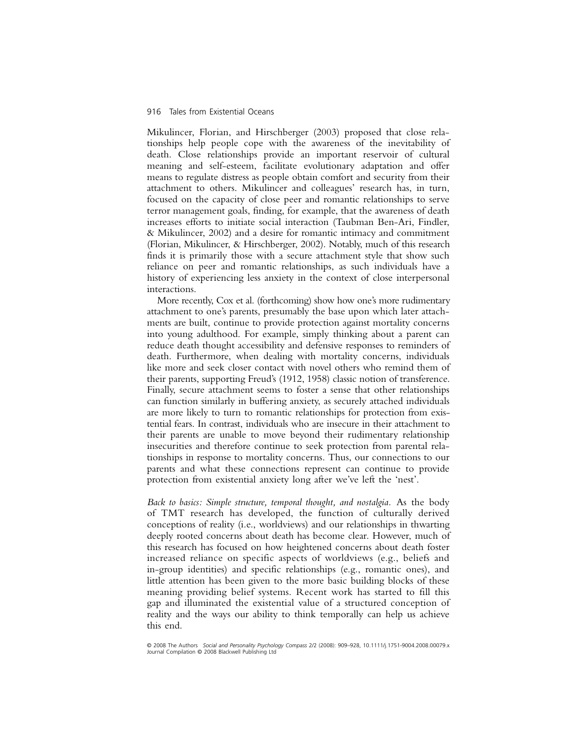Mikulincer, Florian, and Hirschberger (2003) proposed that close relationships help people cope with the awareness of the inevitability of death. Close relationships provide an important reservoir of cultural meaning and self-esteem, facilitate evolutionary adaptation and offer means to regulate distress as people obtain comfort and security from their attachment to others. Mikulincer and colleagues' research has, in turn, focused on the capacity of close peer and romantic relationships to serve terror management goals, finding, for example, that the awareness of death increases efforts to initiate social interaction (Taubman Ben-Ari, Findler, & Mikulincer, 2002) and a desire for romantic intimacy and commitment (Florian, Mikulincer, & Hirschberger, 2002). Notably, much of this research finds it is primarily those with a secure attachment style that show such reliance on peer and romantic relationships, as such individuals have a history of experiencing less anxiety in the context of close interpersonal interactions.

More recently, Cox et al. (forthcoming) show how one's more rudimentary attachment to one's parents, presumably the base upon which later attachments are built, continue to provide protection against mortality concerns into young adulthood. For example, simply thinking about a parent can reduce death thought accessibility and defensive responses to reminders of death. Furthermore, when dealing with mortality concerns, individuals like more and seek closer contact with novel others who remind them of their parents, supporting Freud's (1912, 1958) classic notion of transference. Finally, secure attachment seems to foster a sense that other relationships can function similarly in buffering anxiety, as securely attached individuals are more likely to turn to romantic relationships for protection from existential fears. In contrast, individuals who are insecure in their attachment to their parents are unable to move beyond their rudimentary relationship insecurities and therefore continue to seek protection from parental relationships in response to mortality concerns. Thus, our connections to our parents and what these connections represent can continue to provide protection from existential anxiety long after we've left the 'nest'.

*Back to basics: Simple structure, temporal thought, and nostalgia.* As the body of TMT research has developed, the function of culturally derived conceptions of reality (i.e., worldviews) and our relationships in thwarting deeply rooted concerns about death has become clear. However, much of this research has focused on how heightened concerns about death foster increased reliance on specific aspects of worldviews (e.g., beliefs and in-group identities) and specific relationships (e.g., romantic ones), and little attention has been given to the more basic building blocks of these meaning providing belief systems. Recent work has started to fill this gap and illuminated the existential value of a structured conception of reality and the ways our ability to think temporally can help us achieve this end.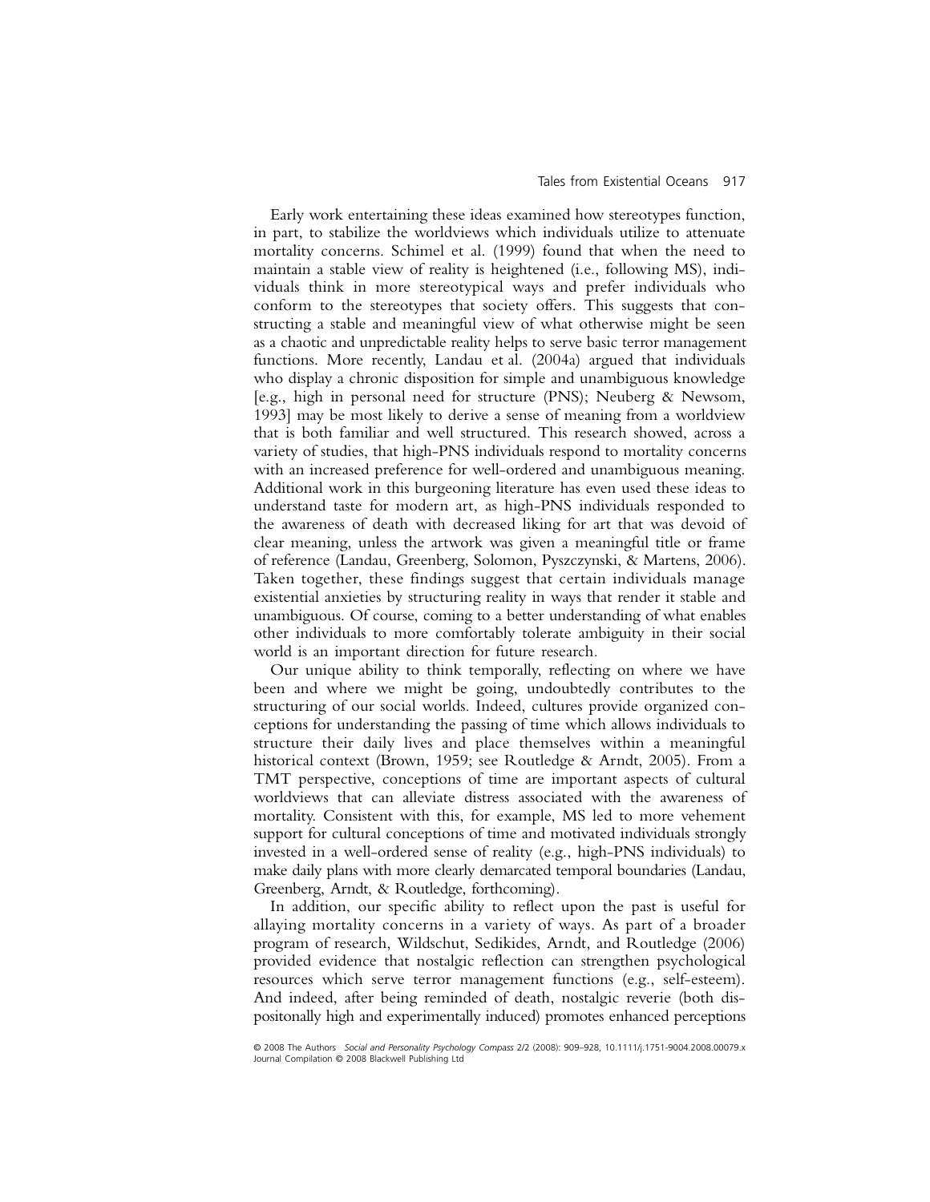Early work entertaining these ideas examined how stereotypes function, in part, to stabilize the worldviews which individuals utilize to attenuate mortality concerns. Schimel et al. (1999) found that when the need to maintain a stable view of reality is heightened (i.e., following MS), individuals think in more stereotypical ways and prefer individuals who conform to the stereotypes that society offers. This suggests that constructing a stable and meaningful view of what otherwise might be seen as a chaotic and unpredictable reality helps to serve basic terror management functions. More recently, Landau et al. (2004a) argued that individuals who display a chronic disposition for simple and unambiguous knowledge [e.g., high in personal need for structure (PNS); Neuberg & Newsom, 1993] may be most likely to derive a sense of meaning from a worldview that is both familiar and well structured. This research showed, across a variety of studies, that high-PNS individuals respond to mortality concerns with an increased preference for well-ordered and unambiguous meaning. Additional work in this burgeoning literature has even used these ideas to understand taste for modern art, as high-PNS individuals responded to the awareness of death with decreased liking for art that was devoid of clear meaning, unless the artwork was given a meaningful title or frame of reference (Landau, Greenberg, Solomon, Pyszczynski, & Martens, 2006). Taken together, these findings suggest that certain individuals manage existential anxieties by structuring reality in ways that render it stable and unambiguous. Of course, coming to a better understanding of what enables other individuals to more comfortably tolerate ambiguity in their social world is an important direction for future research.

Our unique ability to think temporally, reflecting on where we have been and where we might be going, undoubtedly contributes to the structuring of our social worlds. Indeed, cultures provide organized conceptions for understanding the passing of time which allows individuals to structure their daily lives and place themselves within a meaningful historical context (Brown, 1959; see Routledge & Arndt, 2005). From a TMT perspective, conceptions of time are important aspects of cultural worldviews that can alleviate distress associated with the awareness of mortality. Consistent with this, for example, MS led to more vehement support for cultural conceptions of time and motivated individuals strongly invested in a well-ordered sense of reality (e.g., high-PNS individuals) to make daily plans with more clearly demarcated temporal boundaries (Landau, Greenberg, Arndt, & Routledge, forthcoming).

In addition, our specific ability to reflect upon the past is useful for allaying mortality concerns in a variety of ways. As part of a broader program of research, Wildschut, Sedikides, Arndt, and Routledge (2006) provided evidence that nostalgic reflection can strengthen psychological resources which serve terror management functions (e.g., self-esteem). And indeed, after being reminded of death, nostalgic reverie (both dispositionally high and experimentally induced) promotes enhanced perceptions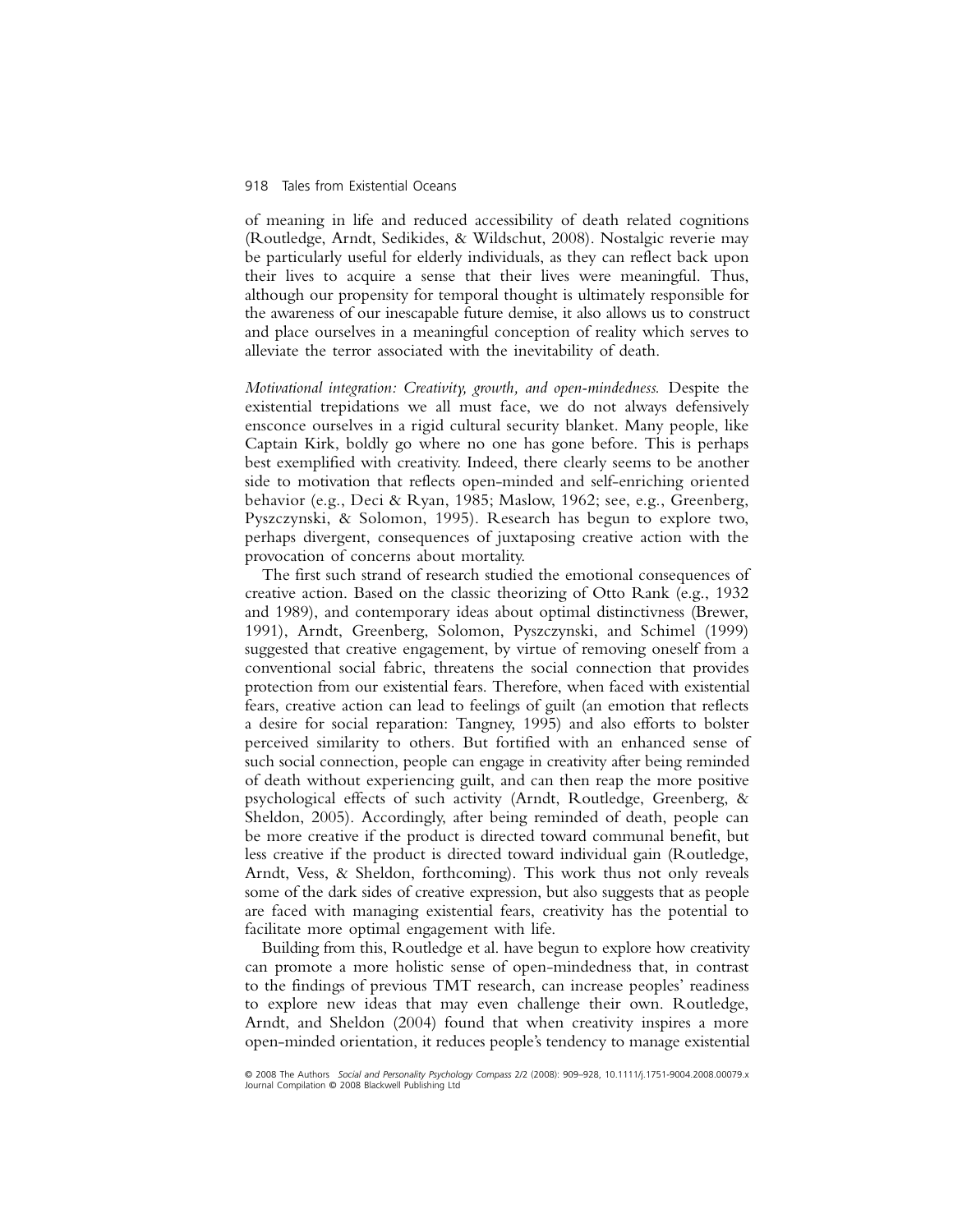of meaning in life and reduced accessibility of death related cognitions (Routledge, Arndt, Sedikides, & Wildschut, 2008). Nostalgic reverie may be particularly useful for elderly individuals, as they can reflect back upon their lives to acquire a sense that their lives were meaningful. Thus, although our propensity for temporal thought is ultimately responsible for the awareness of our inescapable future demise, it also allows us to construct and place ourselves in a meaningful conception of reality which serves to alleviate the terror associated with the inevitability of death.

*Motivational integration: Creativity, growth, and open-mindedness.* Despite the existential trepidations we all must face, we do not always defensively ensconce ourselves in a rigid cultural security blanket. Many people, like Captain Kirk, boldly go where no one has gone before. This is perhaps best exemplified with creativity. Indeed, there clearly seems to be another side to motivation that reflects open-minded and self-enriching oriented behavior (e.g., Deci & Ryan, 1985; Maslow, 1962; see, e.g., Greenberg, Pyszczynski, & Solomon, 1995). Research has begun to explore two, perhaps divergent, consequences of juxtaposing creative action with the provocation of concerns about mortality.

The first such strand of research studied the emotional consequences of creative action. Based on the classic theorizing of Otto Rank (e.g., 1932 and 1989), and contemporary ideas about optimal distinctivness (Brewer, 1991), Arndt, Greenberg, Solomon, Pyszczynski, and Schimel (1999) suggested that creative engagement, by virtue of removing oneself from a conventional social fabric, threatens the social connection that provides protection from our existential fears. Therefore, when faced with existential fears, creative action can lead to feelings of guilt (an emotion that reflects a desire for social reparation: Tangney, 1995) and also efforts to bolster perceived similarity to others. But fortified with an enhanced sense of such social connection, people can engage in creativity after being reminded of death without experiencing guilt, and can then reap the more positive psychological effects of such activity (Arndt, Routledge, Greenberg, & Sheldon, 2005). Accordingly, after being reminded of death, people can be more creative if the product is directed toward communal benefit, but less creative if the product is directed toward individual gain (Routledge, Arndt, Vess, & Sheldon, forthcoming). This work thus not only reveals some of the dark sides of creative expression, but also suggests that as people are faced with managing existential fears, creativity has the potential to facilitate more optimal engagement with life.

Building from this, Routledge et al. have begun to explore how creativity can promote a more holistic sense of open-mindedness that, in contrast to the findings of previous TMT research, can increase peoples' readiness to explore new ideas that may even challenge their own. Routledge, Arndt, and Sheldon (2004) found that when creativity inspires a more open-minded orientation, it reduces people's tendency to manage existential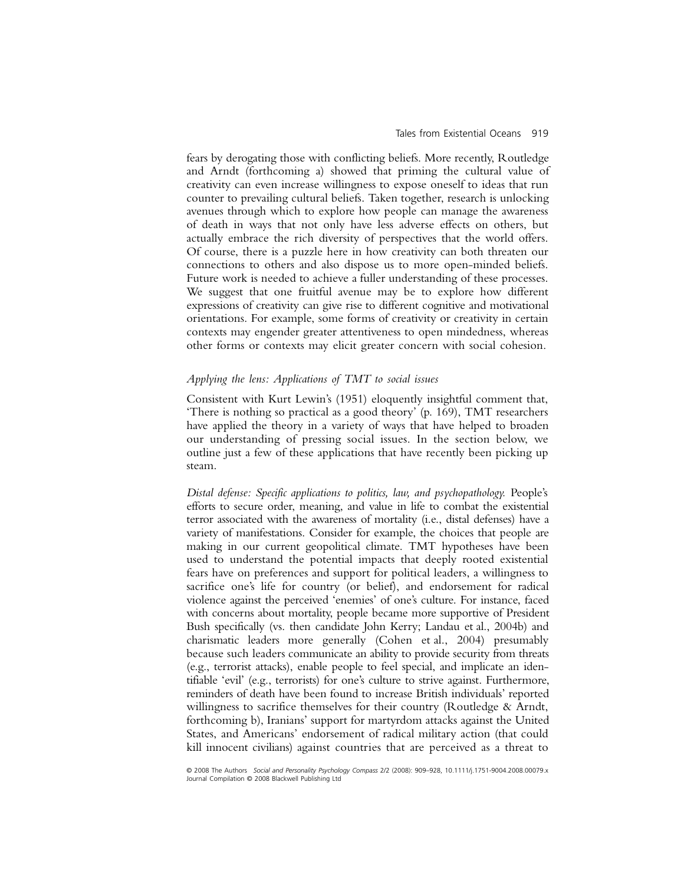fears by derogating those with conflicting beliefs. More recently, Routledge and Arndt (forthcoming a) showed that priming the cultural value of creativity can even increase willingness to expose oneself to ideas that run counter to prevailing cultural beliefs. Taken together, research is unlocking avenues through which to explore how people can manage the awareness of death in ways that not only have less adverse effects on others, but actually embrace the rich diversity of perspectives that the world offers. Of course, there is a puzzle here in how creativity can both threaten our connections to others and also dispose us to more open-minded beliefs. Future work is needed to achieve a fuller understanding of these processes. We suggest that one fruitful avenue may be to explore how different expressions of creativity can give rise to different cognitive and motivational orientations. For example, some forms of creativity or creativity in certain contexts may engender greater attentiveness to open mindedness, whereas other forms or contexts may elicit greater concern with social cohesion.

### *Applying the lens: Applications of TMT to social issues*

Consistent with Kurt Lewin's (1951) eloquently insightful comment that, 'There is nothing so practical as a good theory' (p. 169), TMT researchers have applied the theory in a variety of ways that have helped to broaden our understanding of pressing social issues. In the section below, we outline just a few of these applications that have recently been picking up steam.

*Distal defense: Specific applications to politics, law, and psychopathology.* People's efforts to secure order, meaning, and value in life to combat the existential terror associated with the awareness of mortality (i.e., distal defenses) have a variety of manifestations. Consider for example, the choices that people are making in our current geopolitical climate. TMT hypotheses have been used to understand the potential impacts that deeply rooted existential fears have on preferences and support for political leaders, a willingness to sacrifice one's life for country (or belief), and endorsement for radical violence against the perceived 'enemies' of one's culture. For instance, faced with concerns about mortality, people became more supportive of President Bush specifically (vs. then candidate John Kerry; Landau et al., 2004b) and charismatic leaders more generally (Cohen et al., 2004) presumably because such leaders communicate an ability to provide security from threats (e.g., terrorist attacks), enable people to feel special, and implicate an identifiable 'evil' (e.g., terrorists) for one's culture to strive against. Furthermore, reminders of death have been found to increase British individuals' reported willingness to sacrifice themselves for their country (Routledge & Arndt, forthcoming b), Iranians' support for martyrdom attacks against the United States, and Americans' endorsement of radical military action (that could kill innocent civilians) against countries that are perceived as a threat to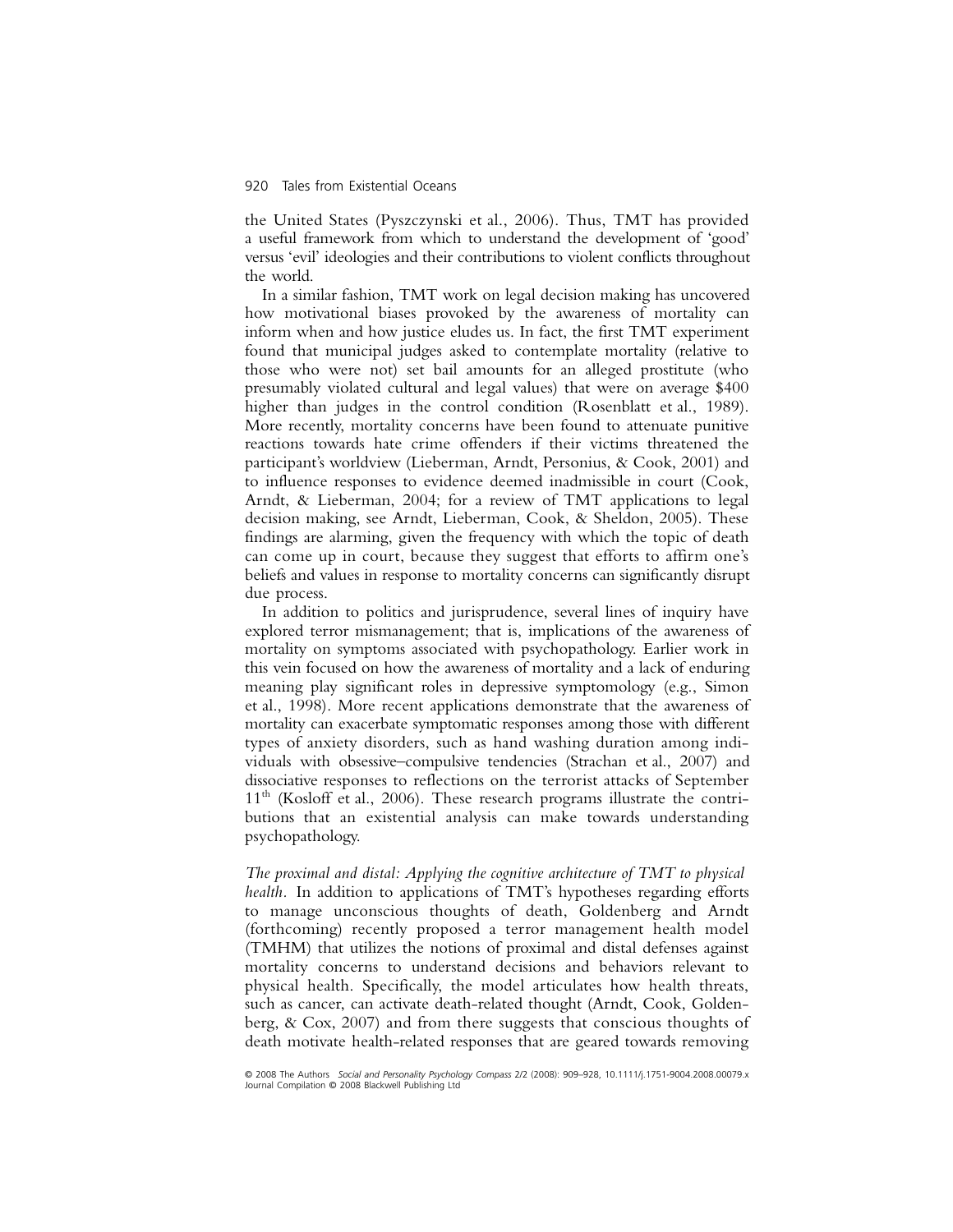the United States (Pyszczynski et al., 2006). Thus, TMT has provided a useful framework from which to understand the development of 'good' versus 'evil' ideologies and their contributions to violent conflicts throughout the world.

In a similar fashion, TMT work on legal decision making has uncovered how motivational biases provoked by the awareness of mortality can inform when and how justice eludes us. In fact, the first TMT experiment found that municipal judges asked to contemplate mortality (relative to those who were not) set bail amounts for an alleged prostitute (who presumably violated cultural and legal values) that were on average $400 higher than judges in the control condition (Rosenblatt et al., 1989). More recently, mortality concerns have been found to attenuate punitive reactions towards hate crime offenders if their victims threatened the participant's worldview (Lieberman, Arndt, Personius, & Cook, 2001) and to influence responses to evidence deemed inadmissible in court (Cook, Arndt, & Lieberman, 2004; for a review of TMT applications to legal decision making, see Arndt, Lieberman, Cook, & Sheldon, 2005). These findings are alarming, given the frequency with which the topic of death can come up in court, because they suggest that efforts to affirm one's beliefs and values in response to mortality concerns can significantly disrupt due process.

In addition to politics and jurisprudence, several lines of inquiry have explored terror mismanagement; that is, implications of the awareness of mortality on symptoms associated with psychopathology. Earlier work in this vein focused on how the awareness of mortality and a lack of enduring meaning play significant roles in depressive symptomology (e.g., Simon et al., 1998). More recent applications demonstrate that the awareness of mortality can exacerbate symptomatic responses among those with different types of anxiety disorders, such as hand washing duration among individuals with obsessive–compulsive tendencies (Strachan et al., 2007) and dissociative responses to reflections on the terrorist attacks of September 11th (Kosloff et al., 2006). These research programs illustrate the contributions that an existential analysis can make towards understanding psychopathology.

*The proximal and distal: Applying the cognitive architecture of TMT to physical health.* In addition to applications of TMT's hypotheses regarding efforts to manage unconscious thoughts of death, Goldenberg and Arndt (forthcoming) recently proposed a terror management health model (TMHM) that utilizes the notions of proximal and distal defenses against mortality concerns to understand decisions and behaviors relevant to physical health. Specifically, the model articulates how health threats, such as cancer, can activate death-related thought (Arndt, Cook, Goldenberg, & Cox, 2007) and from there suggests that conscious thoughts of death motivate health-related responses that are geared towards removing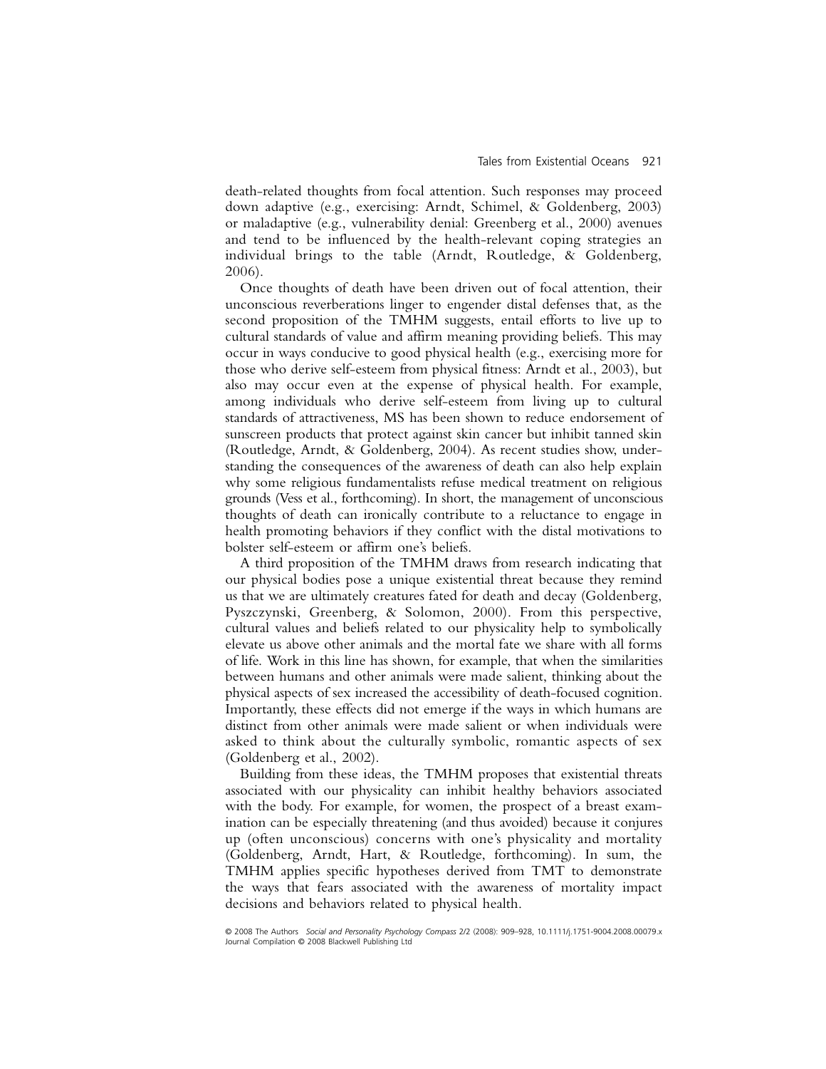death-related thoughts from focal attention. Such responses may proceed down adaptive (e.g., exercising: Arndt, Schimel, & Goldenberg, 2003) or maladaptive (e.g., vulnerability denial: Greenberg et al., 2000) avenues and tend to be influenced by the health-relevant coping strategies an individual brings to the table (Arndt, Routledge, & Goldenberg, 2006).

Once thoughts of death have been driven out of focal attention, their unconscious reverberations linger to engender distal defenses that, as the second proposition of the TMHM suggests, entail efforts to live up to cultural standards of value and affirm meaning providing beliefs. This may occur in ways conducive to good physical health (e.g., exercising more for those who derive self-esteem from physical fitness: Arndt et al., 2003), but also may occur even at the expense of physical health. For example, among individuals who derive self-esteem from living up to cultural standards of attractiveness, MS has been shown to reduce endorsement of sunscreen products that protect against skin cancer but inhibit tanned skin (Routledge, Arndt, & Goldenberg, 2004). As recent studies show, understanding the consequences of the awareness of death can also help explain why some religious fundamentalists refuse medical treatment on religious grounds (Vess et al., forthcoming). In short, the management of unconscious thoughts of death can ironically contribute to a reluctance to engage in health promoting behaviors if they conflict with the distal motivations to bolster self-esteem or affirm one's beliefs.

A third proposition of the TMHM draws from research indicating that our physical bodies pose a unique existential threat because they remind us that we are ultimately creatures fated for death and decay (Goldenberg, Pyszczynski, Greenberg, & Solomon, 2000). From this perspective, cultural values and beliefs related to our physicality help to symbolically elevate us above other animals and the mortal fate we share with all forms of life. Work in this line has shown, for example, that when the similarities between humans and other animals were made salient, thinking about the physical aspects of sex increased the accessibility of death-focused cognition. Importantly, these effects did not emerge if the ways in which humans are distinct from other animals were made salient or when individuals were asked to think about the culturally symbolic, romantic aspects of sex (Goldenberg et al., 2002).

Building from these ideas, the TMHM proposes that existential threats associated with our physicality can inhibit healthy behaviors associated with the body. For example, for women, the prospect of a breast examination can be especially threatening (and thus avoided) because it conjures up (often unconscious) concerns with one's physicality and mortality (Goldenberg, Arndt, Hart, & Routledge, forthcoming). In sum, the TMHM applies specific hypotheses derived from TMT to demonstrate the ways that fears associated with the awareness of mortality impact decisions and behaviors related to physical health.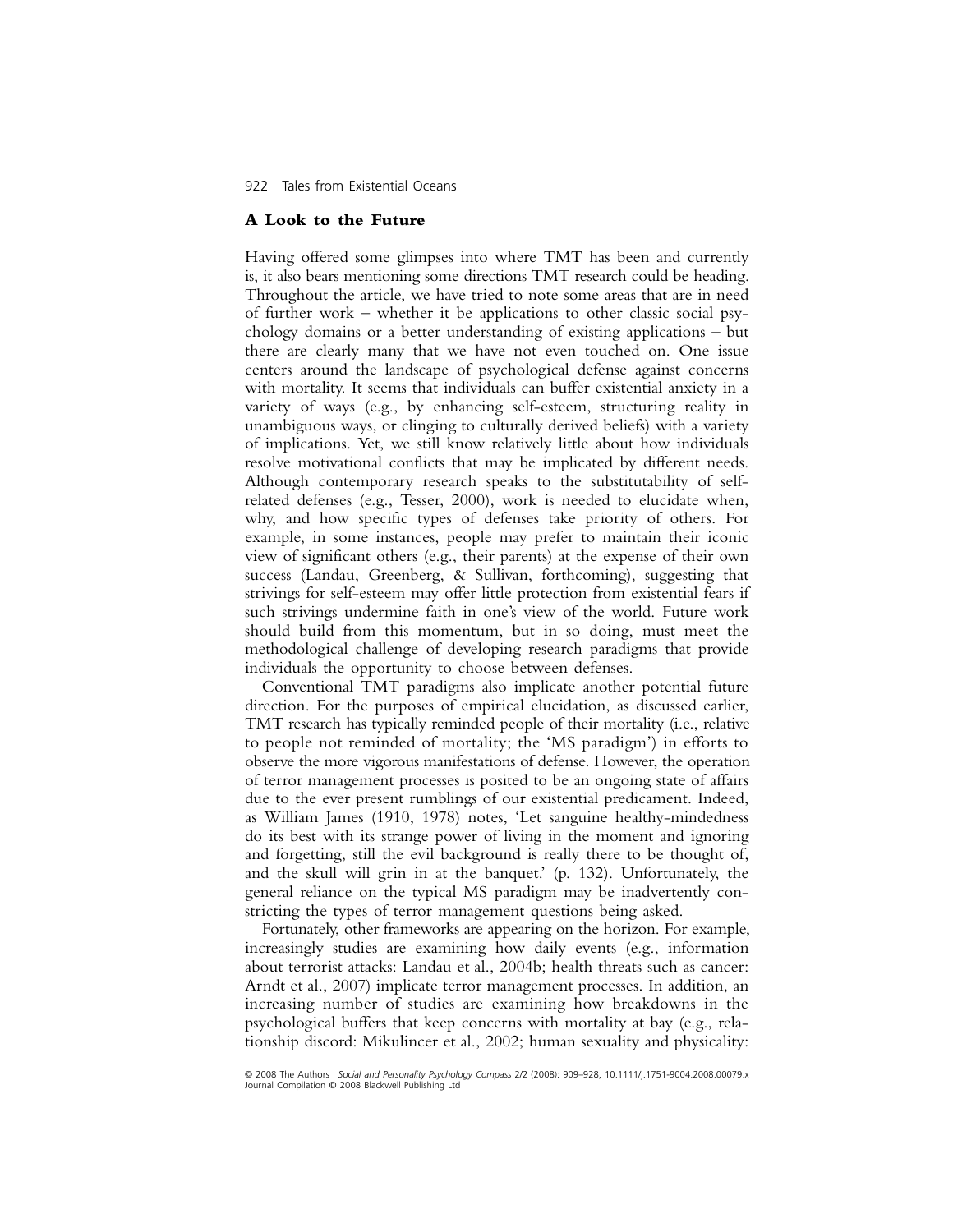## A Look to the Future

Having offered some glimpses into where TMT has been and currently is, it also bears mentioning some directions TMT research could be heading. Throughout the article, we have tried to note some areas that are in need of further work – whether it be applications to other classic social psychology domains or a better understanding of existing applications – but there are clearly many that we have not even touched on. One issue centers around the landscape of psychological defense against concerns with mortality. It seems that individuals can buffer existential anxiety in a variety of ways (e.g., by enhancing self-esteem, structuring reality in unambiguous ways, or clinging to culturally derived beliefs) with a variety of implications. Yet, we still know relatively little about how individuals resolve motivational conflicts that may be implicated by different needs. Although contemporary research speaks to the substitutability of self-related defenses (e.g., Tesser, 2000), work is needed to elucidate when, why, and how specific types of defenses take priority of others. For example, in some instances, people may prefer to maintain their iconic view of significant others (e.g., their parents) at the expense of their own success (Landau, Greenberg, & Sullivan, forthcoming), suggesting that strivings for self-esteem may offer little protection from existential fears if such strivings undermine faith in one's view of the world. Future work should build from this momentum, but in so doing, must meet the methodological challenge of developing research paradigms that provide individuals the opportunity to choose between defenses.

Conventional TMT paradigms also implicate another potential future direction. For the purposes of empirical elucidation, as discussed earlier, TMT research has typically reminded people of their mortality (i.e., relative to people not reminded of mortality; the 'MS paradigm') in efforts to observe the more vigorous manifestations of defense. However, the operation of terror management processes is posited to be an ongoing state of affairs due to the ever present rumblings of our existential predicament. Indeed, as William James (1910, 1978) notes, 'Let sanguine healthy-mindedness do its best with its strange power of living in the moment and ignoring and forgetting, still the evil background is really there to be thought of, and the skull will grin in at the banquet.' (p. 132). Unfortunately, the general reliance on the typical MS paradigm may be inadvertently constricting the types of terror management questions being asked.

Fortunately, other frameworks are appearing on the horizon. For example, increasingly studies are examining how daily events (e.g., information about terrorist attacks: Landau et al., 2004b; health threats such as cancer: Arndt et al., 2007) implicate terror management processes. In addition, an increasing number of studies are examining how breakdowns in the psychological buffers that keep concerns with mortality at bay (e.g., relationship discord: Mikulincer et al., 2002; human sexuality and physicality: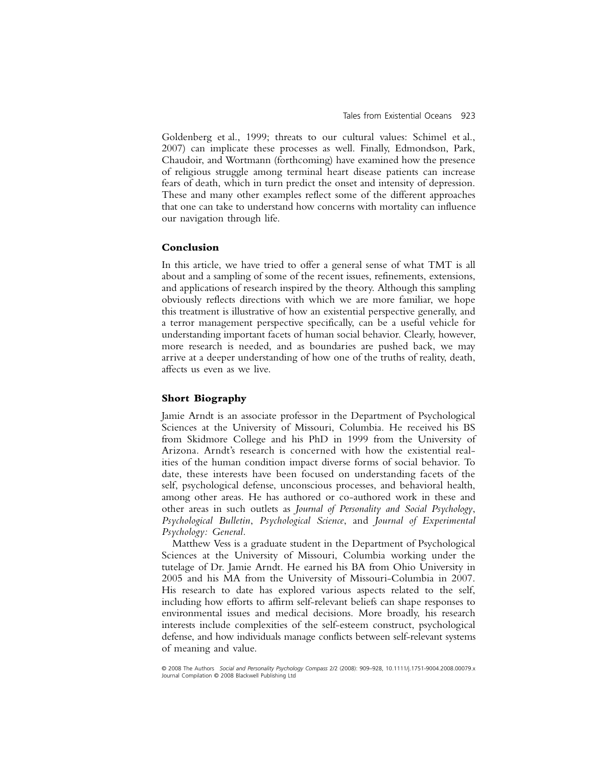Goldenberg et al., 1999; threats to our cultural values: Schimel et al., 2007) can implicate these processes as well. Finally, Edmondson, Park, Chaudoir, and Wortmann (forthcoming) have examined how the presence of religious struggle among terminal heart disease patients can increase fears of death, which in turn predict the onset and intensity of depression. These and many other examples reflect some of the different approaches that one can take to understand how concerns with mortality can influence our navigation through life.

## Conclusion

In this article, we have tried to offer a general sense of what TMT is all about and a sampling of some of the recent issues, refinements, extensions, and applications of research inspired by the theory. Although this sampling obviously reflects directions with which we are more familiar, we hope this treatment is illustrative of how an existential perspective generally, and a terror management perspective specifically, can be a useful vehicle for understanding important facets of human social behavior. Clearly, however, more research is needed, and as boundaries are pushed back, we may arrive at a deeper understanding of how one of the truths of reality, death, affects us even as we live.

## Short Biography

Jamie Arndt is an associate professor in the Department of Psychological Sciences at the University of Missouri, Columbia. He received his BS from Skidmore College and his PhD in 1999 from the University of Arizona. Arndt's research is concerned with how the existential realities of the human condition impact diverse forms of social behavior. To date, these interests have been focused on understanding facets of the self, psychological defense, unconscious processes, and behavioral health, among other areas. He has authored or co-authored work in these and other areas in such outlets as *Journal of Personality and Social Psychology*, *Psychological Bulletin*, *Psychological Science*, and *Journal of Experimental Psychology: General*.

Matthew Vess is a graduate student in the Department of Psychological Sciences at the University of Missouri, Columbia working under the tutelage of Dr. Jamie Arndt. He earned his BA from Ohio University in 2005 and his MA from the University of Missouri-Columbia in 2007. His research to date has explored various aspects related to the self, including how efforts to affirm self-relevant beliefs can shape responses to environmental issues and medical decisions. More broadly, his research interests include complexities of the self-esteem construct, psychological defense, and how individuals manage conflicts between self-relevant systems of meaning and value.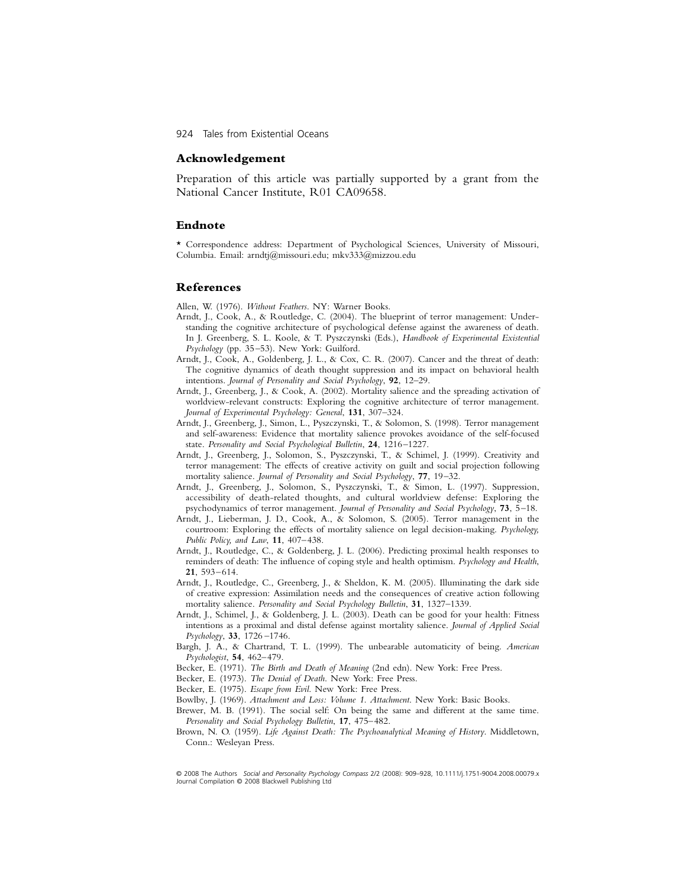## Acknowledgement

Preparation of this article was partially supported by a grant from the National Cancer Institute, R01 CA09658.

## Endnote

* Correspondence address: Department of Psychological Sciences, University of Missouri, Columbia. Email: arndtj@missouri.edu; mkv333@mizzou.edu

## References

Allen, W. (1976). *Without Feathers*. NY: Warner Books.

Arndt, J., Cook, A., & Routledge, C. (2004). The blueprint of terror management: Understanding the cognitive architecture of psychological defense against the awareness of death. In J. Greenberg, S. L. Koole, & T. Pyszczynski (Eds.), *Handbook of Experimental Existential Psychology* (pp. 35–53). New York: Guilford.

Arndt, J., Cook, A., Goldenberg, J. L., & Cox, C. R. (2007). Cancer and the threat of death: The cognitive dynamics of death thought suppression and its impact on behavioral health intentions. *Journal of Personality and Social Psychology*, **92**, 12–29.

Arndt, J., Greenberg, J., & Cook, A. (2002). Mortality salience and the spreading activation of worldview-relevant constructs: Exploring the cognitive architecture of terror management. *Journal of Experimental Psychology: General*, **131**, 307–324.

Arndt, J., Greenberg, J., Simon, L., Pyszczynski, T., & Solomon, S. (1998). Terror management and self-awareness: Evidence that mortality salience provokes avoidance of the self-focused state. *Personality and Social Psychological Bulletin*, **24**, 1216–1227.

Arndt, J., Greenberg, J., Solomon, S., Pyszczynski, T., & Schimel, J. (1999). Creativity and terror management: The effects of creative activity on guilt and social projection following mortality salience. *Journal of Personality and Social Psychology*, **77**, 19–32.

Arndt, J., Greenberg, J., Solomon, S., Pyszczynski, T., & Simon, L. (1997). Suppression, accessibility of death-related thoughts, and cultural worldview defense: Exploring the psychodynamics of terror management. *Journal of Personality and Social Psychology*, **73**, 5–18.

Arndt, J., Lieberman, J. D., Cook, A., & Solomon, S. (2005). Terror management in the courtroom: Exploring the effects of mortality salience on legal decision-making. *Psychology, Public Policy, and Law*, **11**, 407–438.

Arndt, J., Routledge, C., & Goldenberg, J. L. (2006). Predicting proximal health responses to reminders of death: The influence of coping style and health optimism. *Psychology and Health*, **21**, 593–614.

Arndt, J., Routledge, C., Greenberg, J., & Sheldon, K. M. (2005). Illuminating the dark side of creative expression: Assimilation needs and the consequences of creative action following mortality salience. *Personality and Social Psychology Bulletin*, **31**, 1327–1339.

Arndt, J., Schimel, J., & Goldenberg, J. L. (2003). Death can be good for your health: Fitness intentions as a proximal and distal defense against mortality salience. *Journal of Applied Social Psychology*, **33**, 1726–1746.

Bargh, J. A., & Chartrand, T. L. (1999). The unbearable automaticity of being. *American Psychologist*, **54**, 462–479.

Becker, E. (1971). *The Birth and Death of Meaning* (2nd edn). New York: Free Press.

Becker, E. (1973). *The Denial of Death*. New York: Free Press.

Becker, E. (1975). *Escape from Evil*. New York: Free Press.

Bowlby, J. (1969). *Attachment and Loss: Volume 1. Attachment*. New York: Basic Books.

Brewer, M. B. (1991). The social self: On being the same and different at the same time. *Personality and Social Psychology Bulletin*, **17**, 475–482.

Brown, N. O. (1959). *Life Against Death: The Psychoanalytical Meaning of History*. Middletown, Conn.: Wesleyan Press.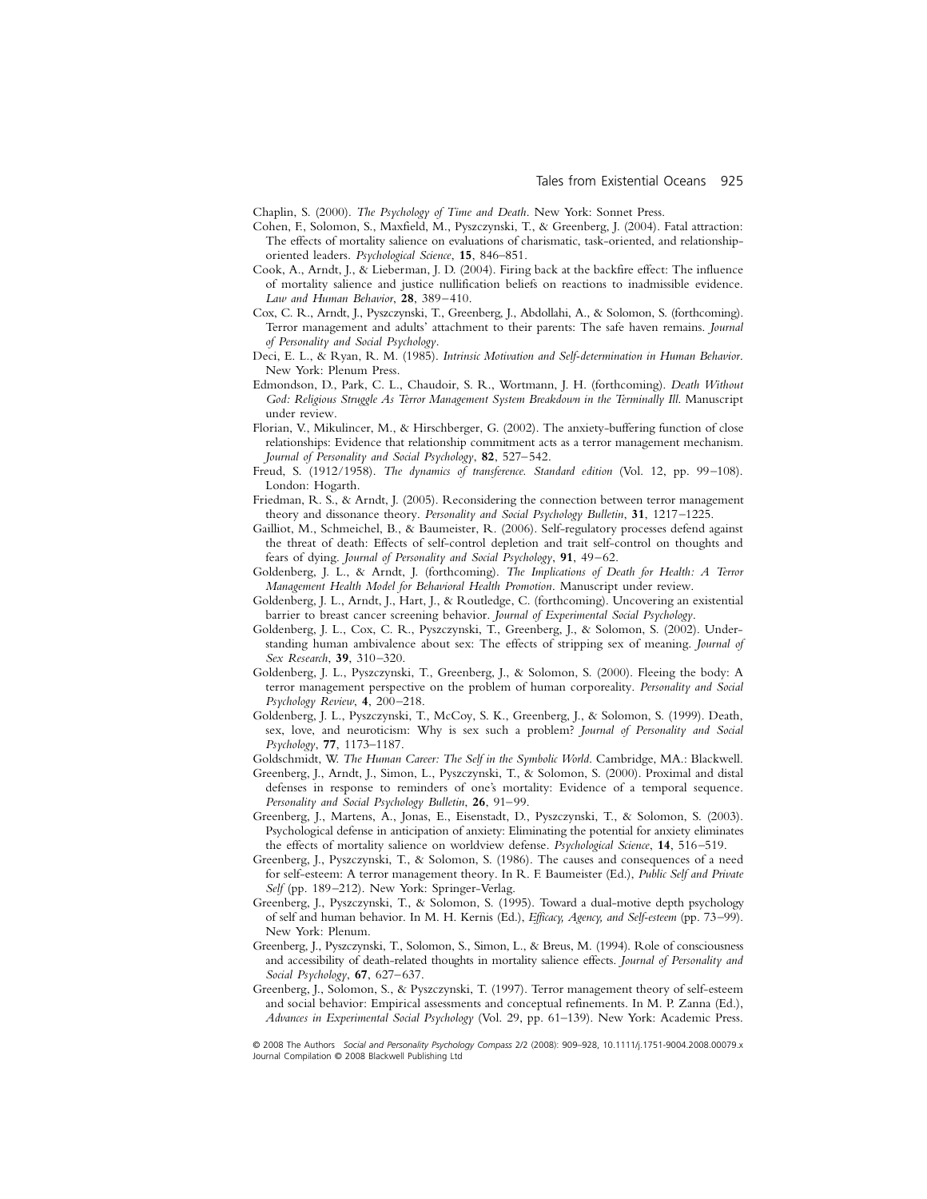Chaplin, S. (2000). *The Psychology of Time and Death*. New York: Sonnet Press.

Cohen, F., Solomon, S., Maxfield, M., Pyszczynski, T., & Greenberg, J. (2004). Fatal attraction: The effects of mortality salience on evaluations of charismatic, task-oriented, and relationship-oriented leaders. *Psychological Science*, **15**, 846–851.

Cook, A., Arndt, J., & Lieberman, J. D. (2004). Firing back at the backfire effect: The influence of mortality salience and justice nullification beliefs on reactions to inadmissible evidence. *Law and Human Behavior*, **28**, 389–410.

Cox, C. R., Arndt, J., Pyszczynski, T., Greenberg, J., Abdollahi, A., & Solomon, S. (forthcoming). Terror management and adults' attachment to their parents: The safe haven remains. *Journal of Personality and Social Psychology*.

Deci, E. L., & Ryan, R. M. (1985). *Intrinsic Motivation and Self-determination in Human Behavior*. New York: Plenum Press.

Edmondson, D., Park, C. L., Chaudoir, S. R., Wortmann, J. H. (forthcoming). *Death Without God: Religious Struggle As Terror Management System Breakdown in the Terminally Ill*. Manuscript under review.

Florian, V., Mikulincer, M., & Hirschberger, G. (2002). The anxiety-buffering function of close relationships: Evidence that relationship commitment acts as a terror management mechanism. *Journal of Personality and Social Psychology*, **82**, 527–542.

Freud, S. (1912/1958). *The dynamics of transference. Standard edition* (Vol. 12, pp. 99–108). London: Hogarth.

Friedman, R. S., & Arndt, J. (2005). Reconsidering the connection between terror management theory and dissonance theory. *Personality and Social Psychology Bulletin*, **31**, 1217–1225.

Gailliot, M., Schmeichel, B., & Baumeister, R. (2006). Self-regulatory processes defend against the threat of death: Effects of self-control depletion and trait self-control on thoughts and fears of dying. *Journal of Personality and Social Psychology*, **91**, 49–62.

Goldenberg, J. L., & Arndt, J. (forthcoming). *The Implications of Death for Health: A Terror Management Health Model for Behavioral Health Promotion*. Manuscript under review.

Goldenberg, J. L., Arndt, J., Hart, J., & Routledge, C. (forthcoming). Uncovering an existential barrier to breast cancer screening behavior. *Journal of Experimental Social Psychology*.

Goldenberg, J. L., Cox, C. R., Pyszczynski, T., Greenberg, J., & Solomon, S. (2002). Understanding human ambivalence about sex: The effects of stripping sex of meaning. *Journal of Sex Research*, **39**, 310–320.

Goldenberg, J. L., Pyszczynski, T., Greenberg, J., & Solomon, S. (2000). Fleeing the body: A terror management perspective on the problem of human corporeality. *Personality and Social Psychology Review*, **4**, 200–218.

Goldenberg, J. L., Pyszczynski, T., McCoy, S. K., Greenberg, J., & Solomon, S. (1999). Death, sex, love, and neuroticism: Why is sex such a problem? *Journal of Personality and Social Psychology*, **77**, 1173–1187.

Goldschmidt, W. *The Human Career: The Self in the Symbolic World*. Cambridge, MA.: Blackwell.

Greenberg, J., Arndt, J., Simon, L., Pyszczynski, T., & Solomon, S. (2000). Proximal and distal defenses in response to reminders of one's mortality: Evidence of a temporal sequence. *Personality and Social Psychology Bulletin*, **26**, 91–99.

Greenberg, J., Martens, A., Jonas, E., Eisenstadt, D., Pyszczynski, T., & Solomon, S. (2003). Psychological defense in anticipation of anxiety: Eliminating the potential for anxiety eliminates the effects of mortality salience on worldview defense. *Psychological Science*, **14**, 516–519.

Greenberg, J., Pyszczynski, T., & Solomon, S. (1986). The causes and consequences of a need for self-esteem: A terror management theory. In R. F. Baumeister (Ed.), *Public Self and Private Self* (pp. 189–212). New York: Springer-Verlag.

Greenberg, J., Pyszczynski, T., & Solomon, S. (1995). Toward a dual-motive depth psychology of self and human behavior. In M. H. Kernis (Ed.), *Efficacy, Agency, and Self-esteem* (pp. 73–99). New York: Plenum.

Greenberg, J., Pyszczynski, T., Solomon, S., Simon, L., & Breus, M. (1994). Role of consciousness and accessibility of death-related thoughts in mortality salience effects. *Journal of Personality and Social Psychology*, **67**, 627–637.

Greenberg, J., Solomon, S., & Pyszczynski, T. (1997). Terror management theory of self-esteem and social behavior: Empirical assessments and conceptual refinements. In M. P. Zanna (Ed.), *Advances in Experimental Social Psychology* (Vol. 29, pp. 61–139). New York: Academic Press.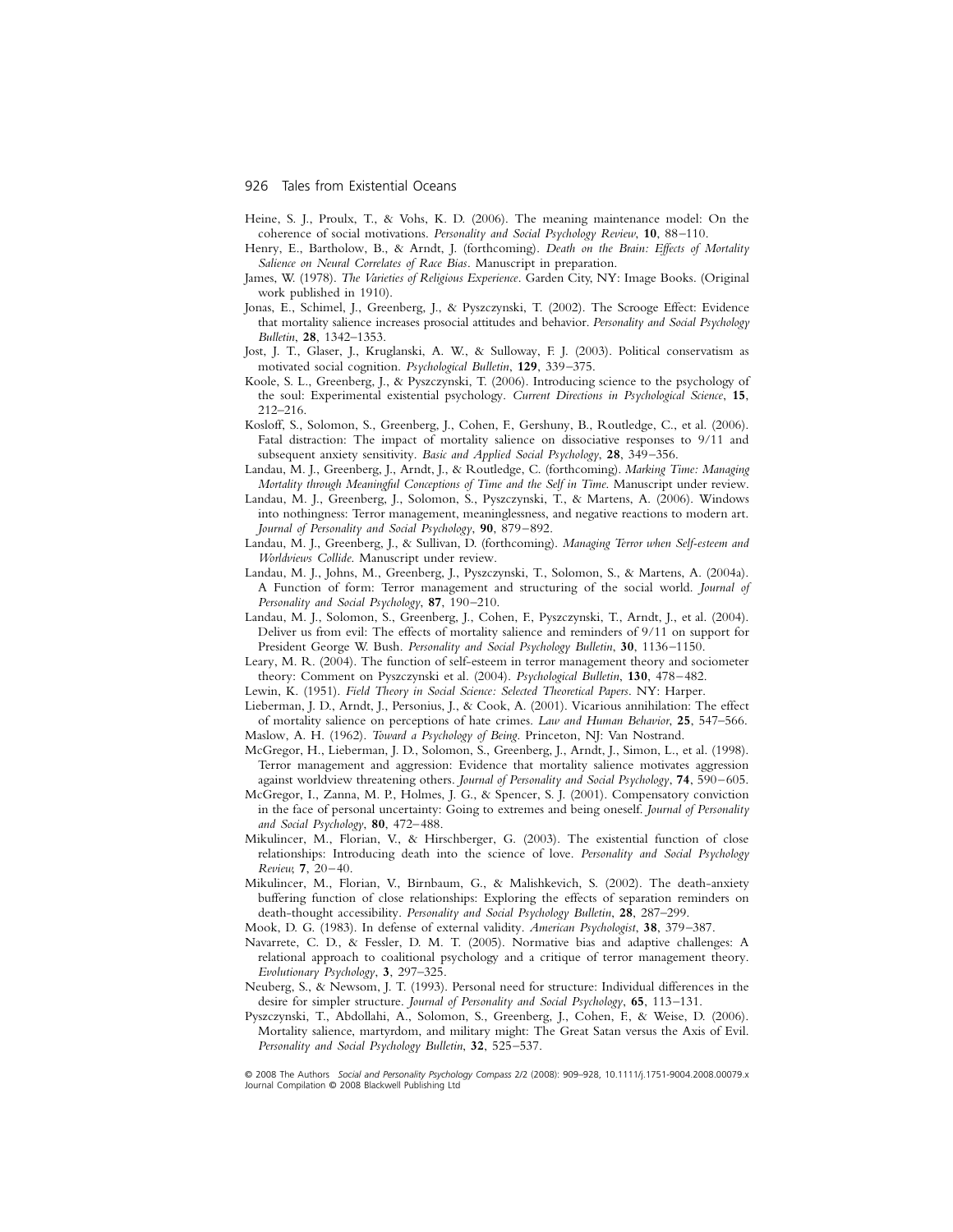Heine, S. J., Proulx, T., & Vohs, K. D. (2006). The meaning maintenance model: On the coherence of social motivations. *Personality and Social Psychology Review*, **10**, 88–110.

Henry, E., Bartholow, B., & Arndt, J. (forthcoming). *Death on the Brain: Effects of Mortality Salience on Neural Correlates of Race Bias*. Manuscript in preparation.

James, W. (1978). *The Varieties of Religious Experience*. Garden City, NY: Image Books. (Original work published in 1910).

Jonas, E., Schimel, J., Greenberg, J., & Pyszczynski, T. (2002). The Scrooge Effect: Evidence that mortality salience increases prosocial attitudes and behavior. *Personality and Social Psychology Bulletin*, **28**, 1342–1353.

Jost, J. T., Glaser, J., Kruglanski, A. W., & Sulloway, F. J. (2003). Political conservatism as motivated social cognition. *Psychological Bulletin*, **129**, 339–375.

Koole, S. L., Greenberg, J., & Pyszczynski, T. (2006). Introducing science to the psychology of the soul: Experimental existential psychology. *Current Directions in Psychological Science*, **15**, 212–216.

Kosloff, S., Solomon, S., Greenberg, J., Cohen, F., Gershuny, B., Routledge, C., et al. (2006). Fatal distraction: The impact of mortality salience on dissociative responses to 9/11 and subsequent anxiety sensitivity. *Basic and Applied Social Psychology*, **28**, 349–356.

Landau, M. J., Greenberg, J., Arndt, J., & Routledge, C. (forthcoming). *Marking Time: Managing Mortality through Meaningful Conceptions of Time and the Self in Time.* Manuscript under review.

Landau, M. J., Greenberg, J., Solomon, S., Pyszczynski, T., & Martens, A. (2006). Windows into nothingness: Terror management, meaninglessness, and negative reactions to modern art. *Journal of Personality and Social Psychology*, **90**, 879–892.

Landau, M. J., Greenberg, J., & Sullivan, D. (forthcoming). *Managing Terror when Self-esteem and Worldviews Collide*. Manuscript under review.

Landau, M. J., Johns, M., Greenberg, J., Pyszczynski, T., Solomon, S., & Martens, A. (2004a). A Function of form: Terror management and structuring of the social world. *Journal of Personality and Social Psychology*, **87**, 190–210.

Landau, M. J., Solomon, S., Greenberg, J., Cohen, F., Pyszczynski, T., Arndt, J., et al. (2004). Deliver us from evil: The effects of mortality salience and reminders of 9/11 on support for President George W. Bush. *Personality and Social Psychology Bulletin*, **30**, 1136–1150.

Leary, M. R. (2004). The function of self-esteem in terror management theory and sociometer theory: Comment on Pyszczynski et al. (2004). *Psychological Bulletin*, **130**, 478–482.

Lewin, K. (1951). *Field Theory in Social Science: Selected Theoretical Papers*. NY: Harper.

Lieberman, J. D., Arndt, J., Personius, J., & Cook, A. (2001). Vicarious annihilation: The effect of mortality salience on perceptions of hate crimes. *Law and Human Behavior*, **25**, 547–566.

Maslow, A. H. (1962). *Toward a Psychology of Being*. Princeton, NJ: Van Nostrand.

McGregor, H., Lieberman, J. D., Solomon, S., Greenberg, J., Arndt, J., Simon, L., et al. (1998). Terror management and aggression: Evidence that mortality salience motivates aggression against worldview threatening others. *Journal of Personality and Social Psychology*, **74**, 590–605.

McGregor, I., Zanna, M. P., Holmes, J. G., & Spencer, S. J. (2001). Compensatory conviction in the face of personal uncertainty: Going to extremes and being oneself. *Journal of Personality and Social Psychology*, **80**, 472–488.

Mikulincer, M., Florian, V., & Hirschberger, G. (2003). The existential function of close relationships: Introducing death into the science of love. *Personality and Social Psychology Review*, **7**, 20–40.

Mikulincer, M., Florian, V., Birnbaum, G., & Malishkevich, S. (2002). The death-anxiety buffering function of close relationships: Exploring the effects of separation reminders on death-thought accessibility. *Personality and Social Psychology Bulletin*, **28**, 287–299.

Mook, D. G. (1983). In defense of external validity. *American Psychologist*, **38**, 379–387.

Navarrete, C. D., & Fessler, D. M. T. (2005). Normative bias and adaptive challenges: A relational approach to coalitional psychology and a critique of terror management theory. *Evolutionary Psychology*, **3**, 297–325.

Neuberg, S., & Newsom, J. T. (1993). Personal need for structure: Individual differences in the desire for simpler structure. *Journal of Personality and Social Psychology*, **65**, 113–131.

Pyszczynski, T., Abdollahi, A., Solomon, S., Greenberg, J., Cohen, F., & Weise, D. (2006). Mortality salience, martyrdom, and military might: The Great Satan versus the Axis of Evil. *Personality and Social Psychology Bulletin*, **32**, 525–537.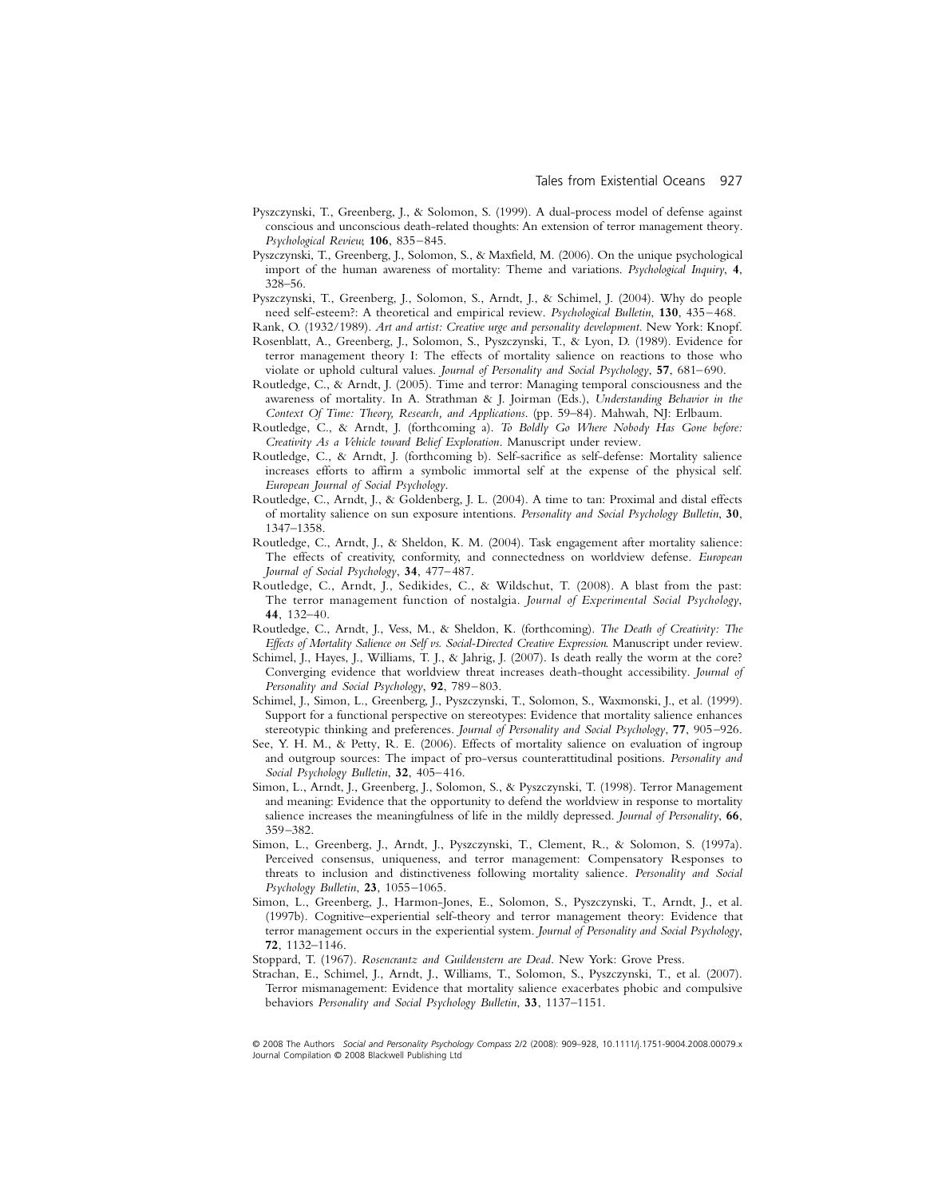Pyszczynski, T., Greenberg, J., & Solomon, S. (1999). A dual-process model of defense against conscious and unconscious death-related thoughts: An extension of terror management theory. *Psychological Review*, **106**, 835–845.

Pyszczynski, T., Greenberg, J., Solomon, S., & Maxfield, M. (2006). On the unique psychological import of the human awareness of mortality: Theme and variations. *Psychological Inquiry*, **4**, 328–56.

Pyszczynski, T., Greenberg, J., Solomon, S., Arndt, J., & Schimel, J. (2004). Why do people need self-esteem?: A theoretical and empirical review. *Psychological Bulletin*, **130**, 435–468.

Rank, O. (1932/1989). *Art and artist: Creative urge and personality development*. New York: Knopf.

Rosenblatt, A., Greenberg, J., Solomon, S., Pyszczynski, T., & Lyon, D. (1989). Evidence for terror management theory I: The effects of mortality salience on reactions to those who violate or uphold cultural values. *Journal of Personality and Social Psychology*, **57**, 681–690.

Routledge, C., & Arndt, J. (2005). Time and terror: Managing temporal consciousness and the awareness of mortality. In A. Strathman & J. Joirman (Eds.), *Understanding Behavior in the Context Of Time: Theory, Research, and Applications*. (pp. 59–84). Mahwah, NJ: Erlbaum.

Routledge, C., & Arndt, J. (forthcoming a). *To Boldly Go Where Nobody Has Gone before: Creativity As a Vehicle toward Belief Exploration*. Manuscript under review.

Routledge, C., & Arndt, J. (forthcoming b). Self-sacrifice as self-defense: Mortality salience increases efforts to affirm a symbolic immortal self at the expense of the physical self. *European Journal of Social Psychology*.

Routledge, C., Arndt, J., & Goldenberg, J. L. (2004). A time to tan: Proximal and distal effects of mortality salience on sun exposure intentions. *Personality and Social Psychology Bulletin*, **30**, 1347–1358.

Routledge, C., Arndt, J., & Sheldon, K. M. (2004). Task engagement after mortality salience: The effects of creativity, conformity, and connectedness on worldview defense. *European Journal of Social Psychology*, **34**, 477–487.

Routledge, C., Arndt, J., Sedikides, C., & Wildschut, T. (2008). A blast from the past: The terror management function of nostalgia. *Journal of Experimental Social Psychology*, **44**, 132–40.

Routledge, C., Arndt, J., Vess, M., & Sheldon, K. (forthcoming). *The Death of Creativity: The Effects of Mortality Salience on Self vs. Social-Directed Creative Expression*. Manuscript under review.

Schimel, J., Hayes, J., Williams, T. J., & Jahrig, J. (2007). Is death really the worm at the core? Converging evidence that worldview threat increases death-thought accessibility. *Journal of Personality and Social Psychology*, **92**, 789–803.

Schimel, J., Simon, L., Greenberg, J., Pyszczynski, T., Solomon, S., Waxmonski, J., et al. (1999). Support for a functional perspective on stereotypes: Evidence that mortality salience enhances stereotypic thinking and preferences. *Journal of Personality and Social Psychology*, **77**, 905–926.

See, Y. H. M., & Petty, R. E. (2006). Effects of mortality salience on evaluation of ingroup and outgroup sources: The impact of pro-versus counterattitudinal positions. *Personality and Social Psychology Bulletin*, **32**, 405–416.

Simon, L., Arndt, J., Greenberg, J., Solomon, S., & Pyszczynski, T. (1998). Terror Management and meaning: Evidence that the opportunity to defend the worldview in response to mortality salience increases the meaningfulness of life in the mildly depressed. *Journal of Personality*, **66**, 359–382.

Simon, L., Greenberg, J., Arndt, J., Pyszczynski, T., Clement, R., & Solomon, S. (1997a). Perceived consensus, uniqueness, and terror management: Compensatory Responses to threats to inclusion and distinctiveness following mortality salience. *Personality and Social Psychology Bulletin*, **23**, 1055–1065.

Simon, L., Greenberg, J., Harmon-Jones, E., Solomon, S., Pyszczynski, T., Arndt, J., et al. (1997b). Cognitive–experiential self-theory and terror management theory: Evidence that terror management occurs in the experiential system. *Journal of Personality and Social Psychology*, **72**, 1132–1146.

Stoppard, T. (1967). *Rosencrantz and Guildenstern are Dead*. New York: Grove Press.

Strachan, E., Schimel, J., Arndt, J., Williams, T., Solomon, S., Pyszczynski, T., et al. (2007). Terror mismanagement: Evidence that mortality salience exacerbates phobic and compulsive behaviors *Personality and Social Psychology Bulletin*, **33**, 1137–1151.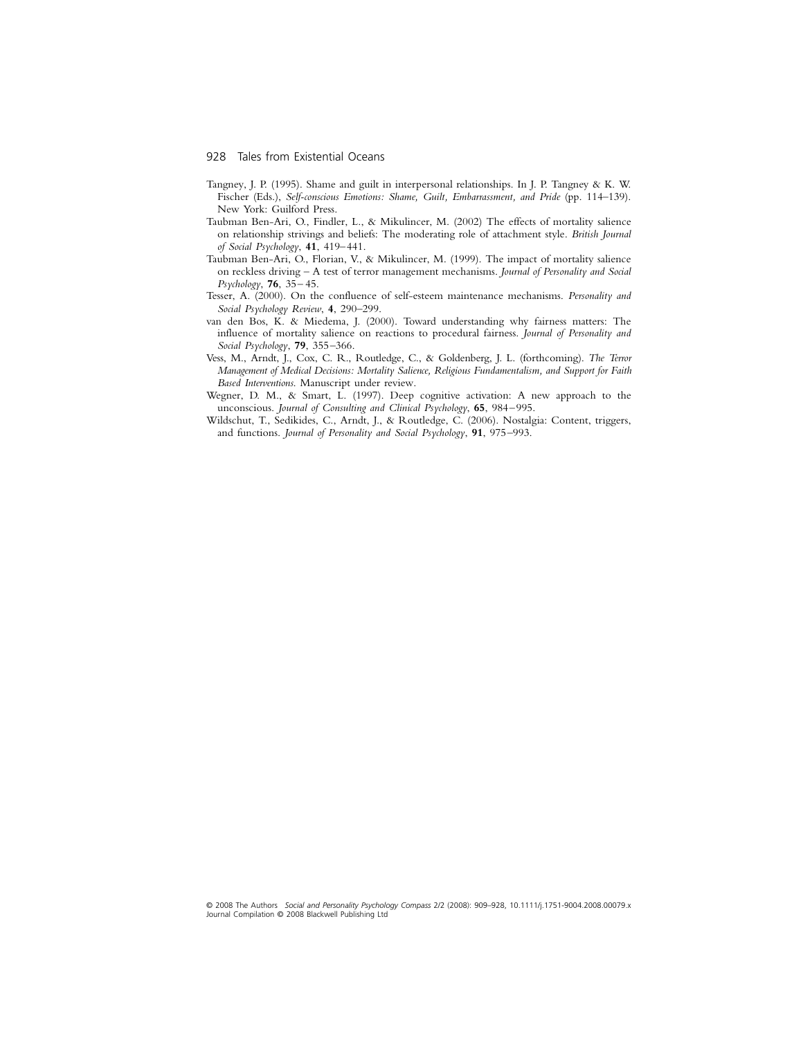Tangney, J. P. (1995). Shame and guilt in interpersonal relationships. In J. P. Tangney & K. W. Fischer (Eds.), *Self-conscious Emotions: Shame, Guilt, Embarrassment, and Pride* (pp. 114–139). New York: Guilford Press.

Taubman Ben-Ari, O., Findler, L., & Mikulincer, M. (2002) The effects of mortality salience on relationship strivings and beliefs: The moderating role of attachment style. *British Journal of Social Psychology*, **41**, 419–441.

Taubman Ben-Ari, O., Florian, V., & Mikulincer, M. (1999). The impact of mortality salience on reckless driving – A test of terror management mechanisms. *Journal of Personality and Social Psychology*, **76**, 35–45.

Tesser, A. (2000). On the confluence of self-esteem maintenance mechanisms. *Personality and Social Psychology Review*, **4**, 290–299.

van den Bos, K. & Miedema, J. (2000). Toward understanding why fairness matters: The influence of mortality salience on reactions to procedural fairness. *Journal of Personality and Social Psychology*, **79**, 355–366.

Vess, M., Arndt, J., Cox, C. R., Routledge, C., & Goldenberg, J. L. (forthcoming). *The Terror Management of Medical Decisions: Mortality Salience, Religious Fundamentalism, and Support for Faith Based Interventions*. Manuscript under review.

Wegner, D. M., & Smart, L. (1997). Deep cognitive activation: A new approach to the unconscious. *Journal of Consulting and Clinical Psychology*, **65**, 984–995.

Wildschut, T., Sedikides, C., Arndt, J., & Routledge, C. (2006). Nostalgia: Content, triggers, and functions. *Journal of Personality and Social Psychology*, **91**, 975–993.